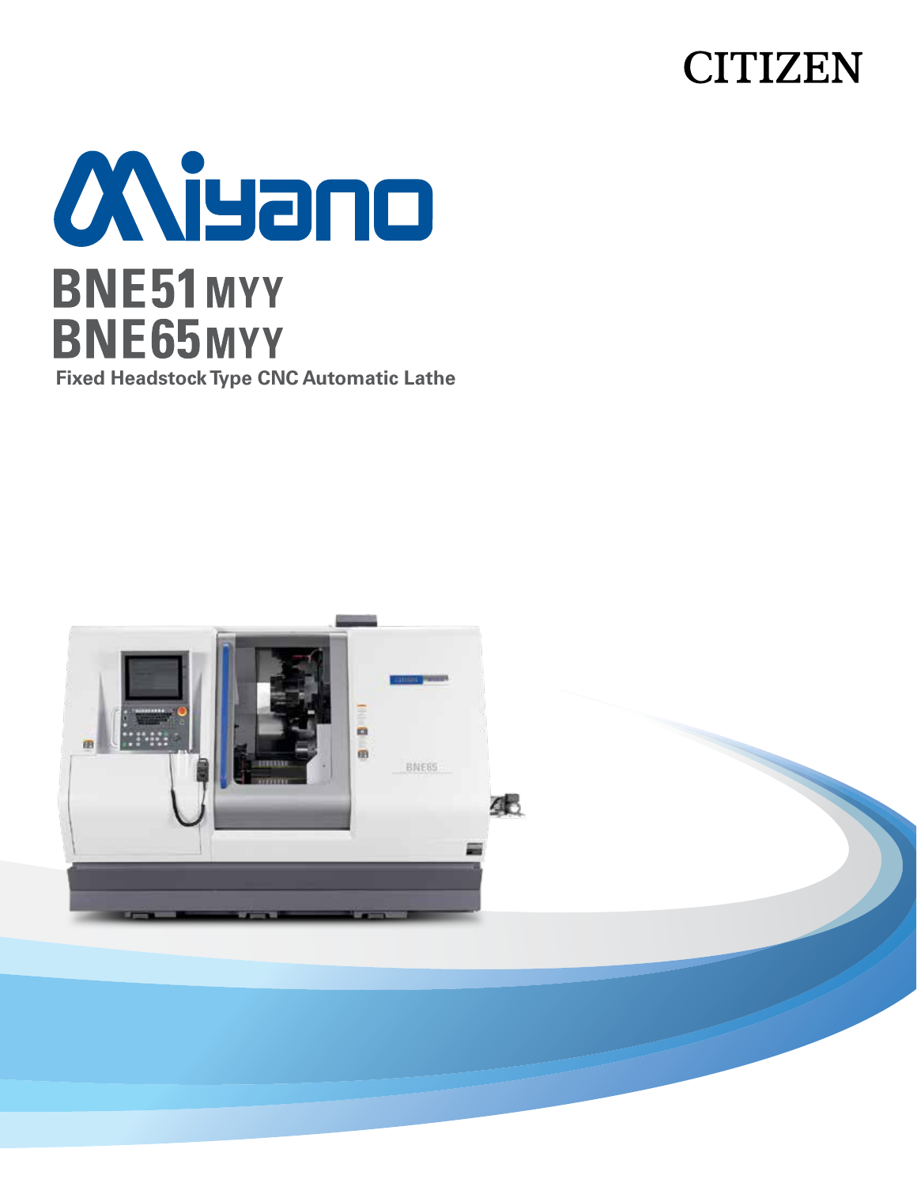CITIZEN

# Miyano

# BNE51MYY
# BNE65MYY

**Fixed Headstock Type CNC Automatic Lathe**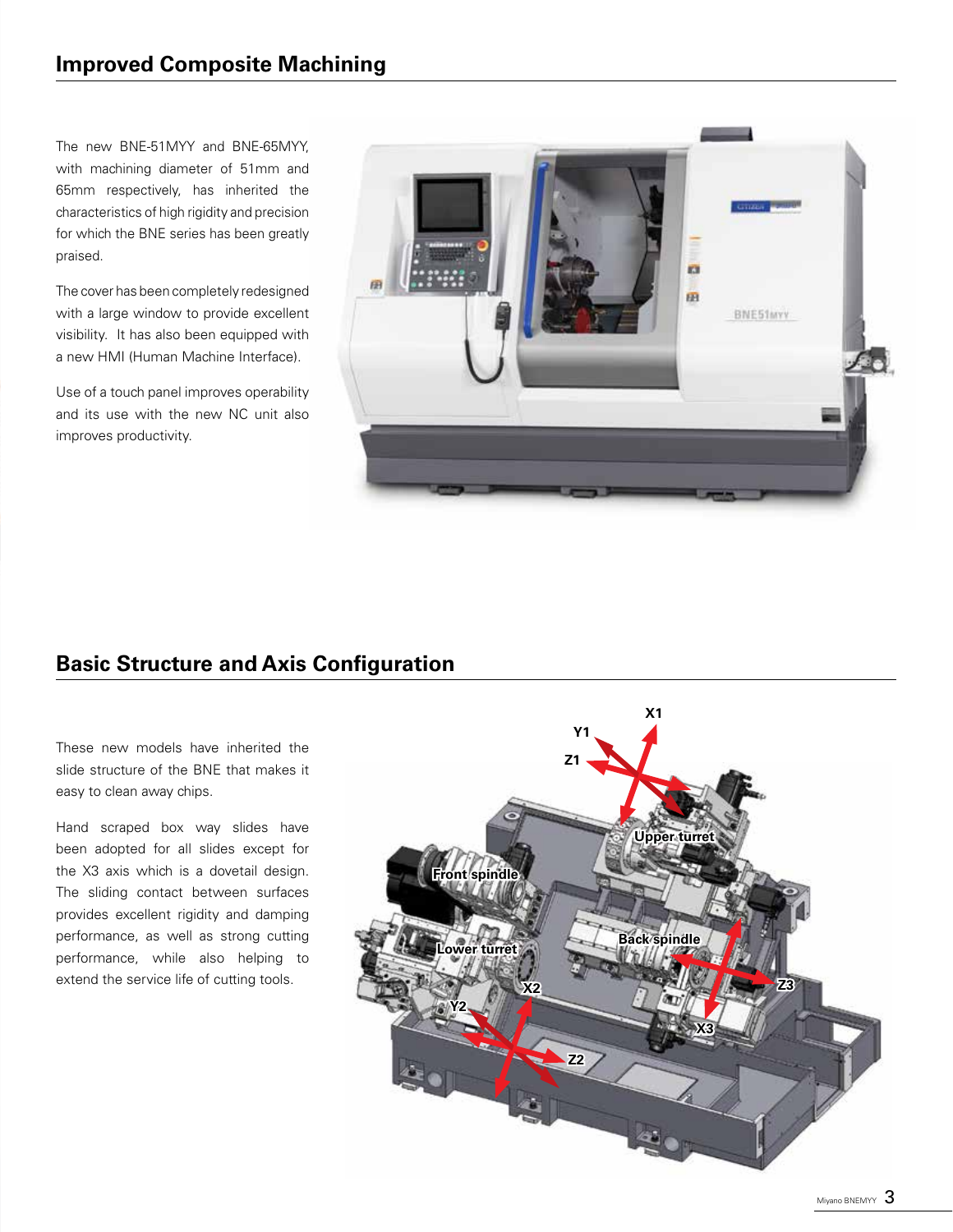## Improved Composite Machining

The new BNE-51MYY and BNE-65MYY, with machining diameter of 51mm and 65mm respectively, has inherited the characteristics of high rigidity and precision for which the BNE series has been greatly praised.

The cover has been completely redesigned with a large window to provide excellent visibility. It has also been equipped with a new HMI (Human Machine Interface).

Use of a touch panel improves operability and its use with the new NC unit also improves productivity.

## Basic Structure and Axis Configuration

These new models have inherited the slide structure of the BNE that makes it easy to clean away chips.

Hand scraped box way slides have been adopted for all slides except for the X3 axis which is a dovetail design. The sliding contact between surfaces provides excellent rigidity and damping performance, as well as strong cutting performance, while also helping to extend the service life of cutting tools.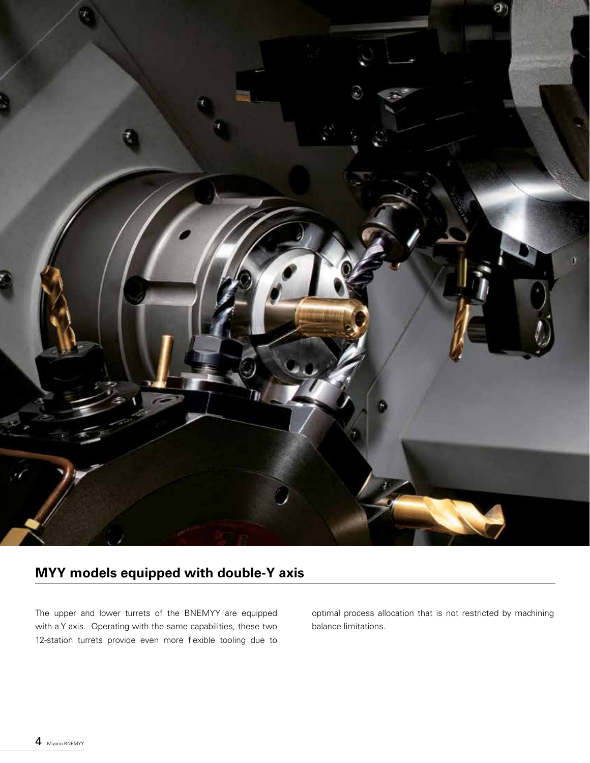## MYY models equipped with double-Y axis

The upper and lower turrets of the BNEMYY are equipped with a Y axis. Operating with the same capabilities, these two 12-station turrets provide even more flexible tooling due to optimal process allocation that is not restricted by machining balance limitations.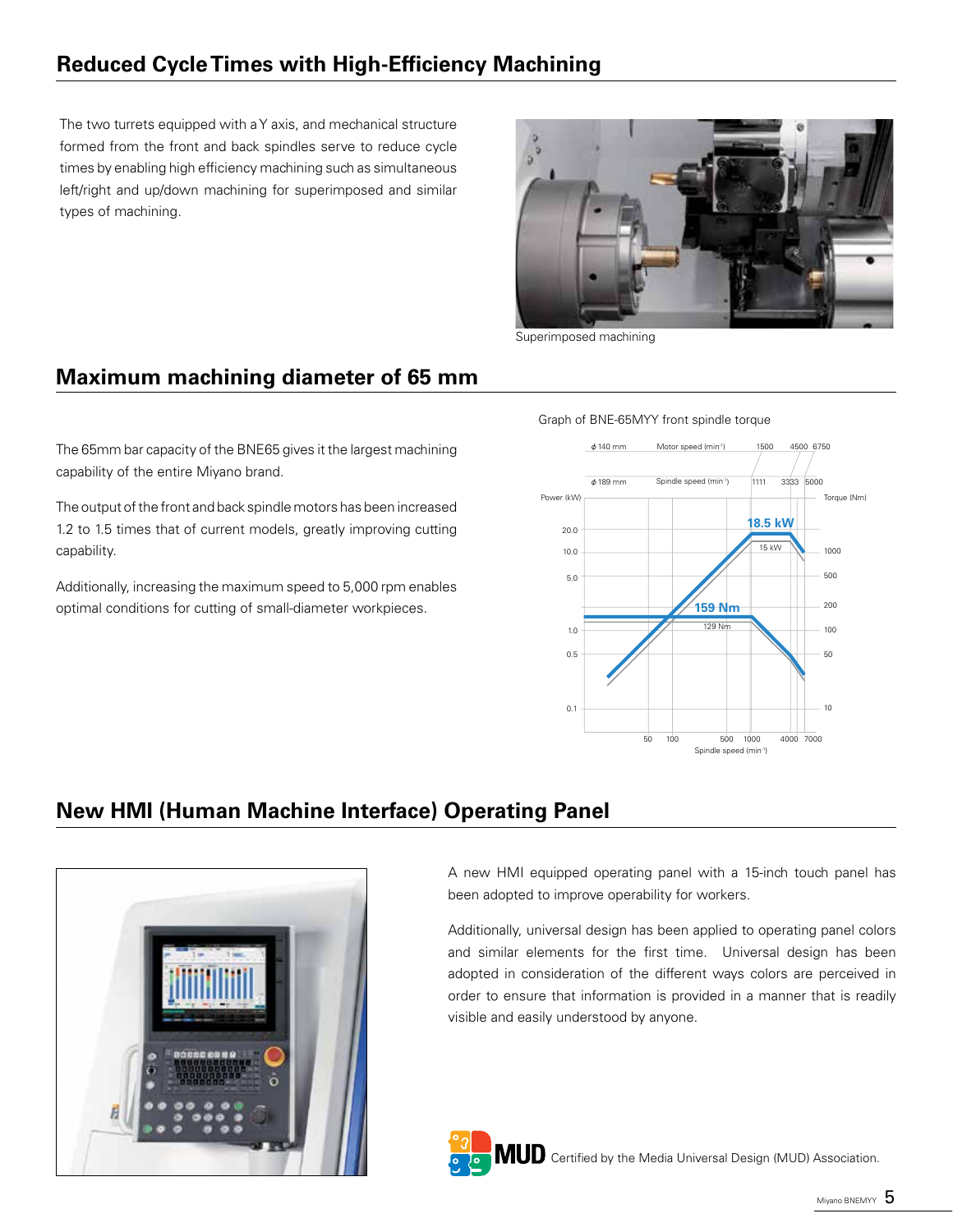## Reduced Cycle Times with High-Efficiency Machining

The two turrets equipped with a Y axis, and mechanical structure formed from the front and back spindles serve to reduce cycle times by enabling high efficiency machining such as simultaneous left/right and up/down machining for superimposed and similar types of machining.

Superimposed machining

## Maximum machining diameter of 65 mm

The 65mm bar capacity of the BNE65 gives it the largest machining capability of the entire Miyano brand.

The output of the front and back spindle motors has been increased 1.2 to 1.5 times that of current models, greatly improving cutting capability.

Additionally, increasing the maximum speed to 5,000 rpm enables optimal conditions for cutting of small-diameter workpieces.

Graph of BNE-65MYY front spindle torque

## New HMI (Human Machine Interface) Operating Panel

A new HMI equipped operating panel with a 15-inch touch panel has been adopted to improve operability for workers.

Additionally, universal design has been applied to operating panel colors and similar elements for the first time. Universal design has been adopted in consideration of the different ways colors are perceived in order to ensure that information is provided in a manner that is readily visible and easily understood by anyone.

MUD Certified by the Media Universal Design (MUD) Association.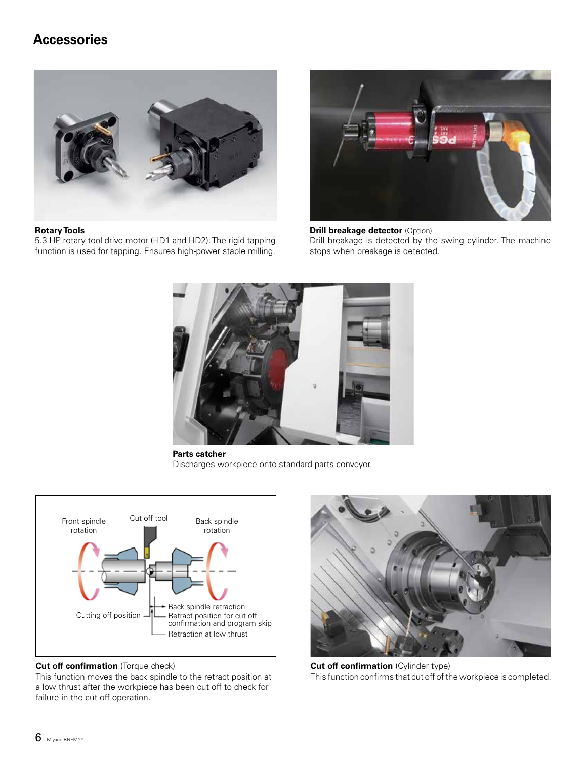## Accessories

**Rotary Tools**
5.3 HP rotary tool drive motor (HD1 and HD2). The rigid tapping function is used for tapping. Ensures high-power stable milling.

**Drill breakage detector** (Option)
Drill breakage is detected by the swing cylinder. The machine stops when breakage is detected.

**Parts catcher**
Discharges workpiece onto standard parts conveyor.

Front spindle rotation

Cut off tool

Back spindle rotation

Cutting off position

Back spindle retraction

Retract position for cut off confirmation and program skip

Retraction at low thrust

**Cut off confirmation** (Torque check)
This function moves the back spindle to the retract position at a low thrust after the workpiece has been cut off to check for failure in the cut off operation.

**Cut off confirmation** (Cylinder type)
This function confirms that cut off of the workpiece is completed.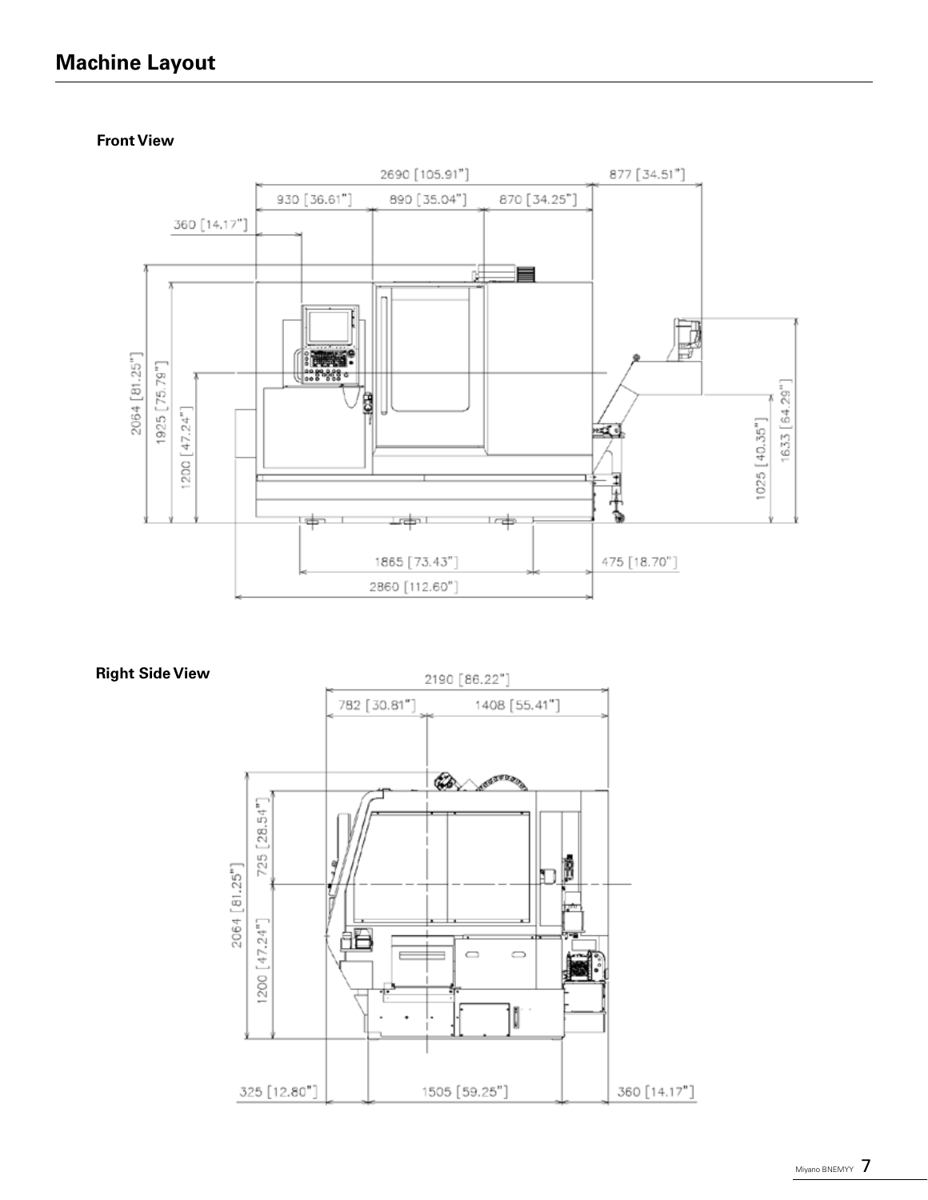# Machine Layout

**Front View**

2690 [105.91"]
877 [34.51"]
930 [36.61"]
890 [35.04"]
870 [34.25"]
360 [14.17"]
2064 [81.25"]
1925 [75.79"]
1200 [47.24"]
1025 [40.35"]
1633 [64.29"]
1865 [73.43"]
475 [18.70"]
2860 [112.60"]

**Right Side View**

2190 [86.22"]
782 [30.81"]
1408 [55.41"]
2064 [81.25"]
725 [28.54"]
1200 [47.24"]
325 [12.80"]
1505 [59.25"]
360 [14.17"]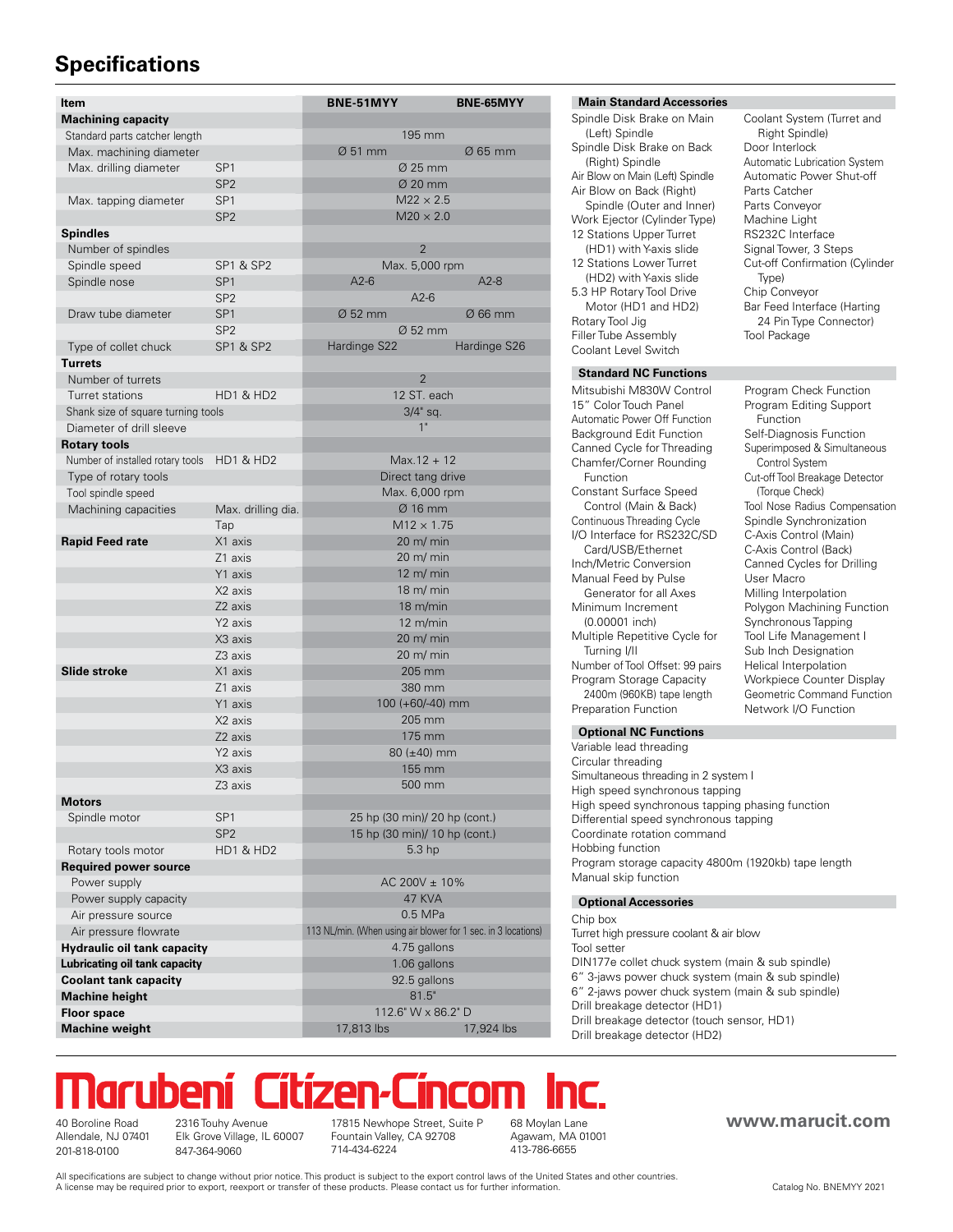# Specifications

| Item | | BNE-51MYY | BNE-65MYY |
|---|---|---|---|
| **Machining capacity** | | | |
| Standard parts catcher length | | 195 mm | |
| Max. machining diameter | | Ø 51 mm | Ø 65 mm |
| Max. drilling diameter | SP1 | Ø 25 mm | |
| | SP2 | Ø 20 mm | |
| Max. tapping diameter | SP1 | M22 × 2.5 | |
| | SP2 | M20 × 2.0 | |
| **Spindles** | | | |
| Number of spindles | | 2 | |
| Spindle speed | SP1 & SP2 | Max. 5,000 rpm | |
| Spindle nose | SP1 | A2-6 | A2-8 |
| | SP2 | A2-6 | |
| Draw tube diameter | SP1 | Ø 52 mm | Ø 66 mm |
| | SP2 | Ø 52 mm | |
| Type of collet chuck | SP1 & SP2 | Hardinge S22 | Hardinge S26 |
| **Turrets** | | | |
| Number of turrets | | 2 | |
| Turret stations | HD1 & HD2 | 12 ST. each | |
| Shank size of square turning tools | | 3/4" sq. | |
| Diameter of drill sleeve | | 1" | |
| **Rotary tools** | | | |
| Number of installed rotary tools | HD1 & HD2 | Max.12 + 12 | |
| Type of rotary tools | | Direct tang drive | |
| Tool spindle speed | | Max. 6,000 rpm | |
| Machining capacities | Max. drilling dia. | Ø 16 mm | |
| | Tap | M12 × 1.75 | |
| **Rapid Feed rate** | X1 axis | 20 m/ min | |
| | Z1 axis | 20 m/ min | |
| | Y1 axis | 12 m/ min | |
| | X2 axis | 18 m/ min | |
| | Z2 axis | 18 m/min | |
| | Y2 axis | 12 m/min | |
| | X3 axis | 20 m/ min | |
| | Z3 axis | 20 m/ min | |
| **Slide stroke** | X1 axis | 205 mm | |
| | Z1 axis | 380 mm | |
| | Y1 axis | 100 (+60/-40) mm | |
| | X2 axis | 205 mm | |
| | Z2 axis | 175 mm | |
| | Y2 axis | 80 (±40) mm | |
| | X3 axis | 155 mm | |
| | Z3 axis | 500 mm | |
| **Motors** | | | |
| Spindle motor | SP1 | 25 hp (30 min)/ 20 hp (cont.) | |
| | SP2 | 15 hp (30 min)/ 10 hp (cont.) | |
| Rotary tools motor | HD1 & HD2 | 5.3 hp | |
| **Required power source** | | | |
| Power supply | | AC 200V ± 10% | |
| Power supply capacity | | 47 KVA | |
| Air pressure source | | 0.5 MPa | |
| Air pressure flowrate | | 113 NL/min. (When using air blower for 1 sec. in 3 locations) | |
| **Hydraulic oil tank capacity** | | 4.75 gallons | |
| **Lubricating oil tank capacity** | | 1.06 gallons | |
| **Coolant tank capacity** | | 92.5 gallons | |
| **Machine height** | | 81.5" | |
| **Floor space** | | 112.6" W x 86.2" D | |
| **Machine weight** | | 17,813 lbs | 17,924 lbs |

### Main Standard Accessories

- Spindle Disk Brake on Main (Left) Spindle
- Spindle Disk Brake on Back (Right) Spindle
- Air Blow on Main (Left) Spindle
- Air Blow on Back (Right) Spindle (Outer and Inner)
- Work Ejector (Cylinder Type)
- 12 Stations Upper Turret (HD1) with Y-axis slide
- 12 Stations Lower Turret (HD2) with Y-axis slide
- 5.3 HP Rotary Tool Drive Motor (HD1 and HD2)
- Rotary Tool Jig
- Filler Tube Assembly
- Coolant Level Switch
- Coolant System (Turret and Right Spindle)
- Door Interlock
- Automatic Lubrication System
- Automatic Power Shut-off
- Parts Catcher
- Parts Conveyor
- Machine Light
- RS232C Interface
- Signal Tower, 3 Steps
- Cut-off Confirmation (Cylinder Type)
- Chip Conveyor
- Bar Feed Interface (Harting 24 Pin Type Connector)
- Tool Package

### Standard NC Functions

- Mitsubishi M830W Control
- 15" Color Touch Panel
- Automatic Power Off Function
- Background Edit Function
- Canned Cycle for Threading
- Chamfer/Corner Rounding Function
- Constant Surface Speed Control (Main & Back)
- Continuous Threading Cycle
- I/O Interface for RS232C/SD Card/USB/Ethernet
- Inch/Metric Conversion
- Manual Feed by Pulse Generator for all Axes
- Minimum Increment (0.00001 inch)
- Multiple Repetitive Cycle for Turning I/II
- Number of Tool Offset: 99 pairs
- Program Storage Capacity 2400m (960KB) tape length
- Preparation Function
- Program Check Function
- Program Editing Support Function
- Self-Diagnosis Function
- Superimposed & Simultaneous Control System
- Cut-off Tool Breakage Detector (Torque Check)
- Tool Nose Radius Compensation
- Spindle Synchronization
- C-Axis Control (Main)
- C-Axis Control (Back)
- Canned Cycles for Drilling
- User Macro
- Milling Interpolation
- Polygon Machining Function
- Synchronous Tapping
- Tool Life Management I
- Sub Inch Designation
- Helical Interpolation
- Workpiece Counter Display
- Geometric Command Function
- Network I/O Function

### Optional NC Functions

- Variable lead threading
- Circular threading
- Simultaneous threading in 2 system I
- High speed synchronous tapping
- High speed synchronous tapping phasing function
- Differential speed synchronous tapping
- Coordinate rotation command
- Hobbing function
- Program storage capacity 4800m (1920kb) tape length
- Manual skip function

### Optional Accessories

- Chip box
- Turret high pressure coolant & air blow
- Tool setter
- DIN177e collet chuck system (main & sub spindle)
- 6" 3-jaws power chuck system (main & sub spindle)
- 6" 2-jaws power chuck system (main & sub spindle)
- Drill breakage detector (HD1)
- Drill breakage detector (touch sensor, HD1)
- Drill breakage detector (HD2)

## Marubeni Citizen-Cincom Inc.

40 Boroline Road
Allendale, NJ 07401
201-818-0100

2316 Touhy Avenue
Elk Grove Village, IL 60007
847-364-9060

17815 Newhope Street, Suite P
Fountain Valley, CA 92708
714-434-6224

68 Moylan Lane
Agawam, MA 01001
413-786-6655

**www.marucit.com**

All specifications are subject to change without prior notice. This product is subject to the export control laws of the United States and other countries. A license may be required prior to export, reexport or transfer of these products. Please contact us for further information.

Catalog No. BNEMYY 2021